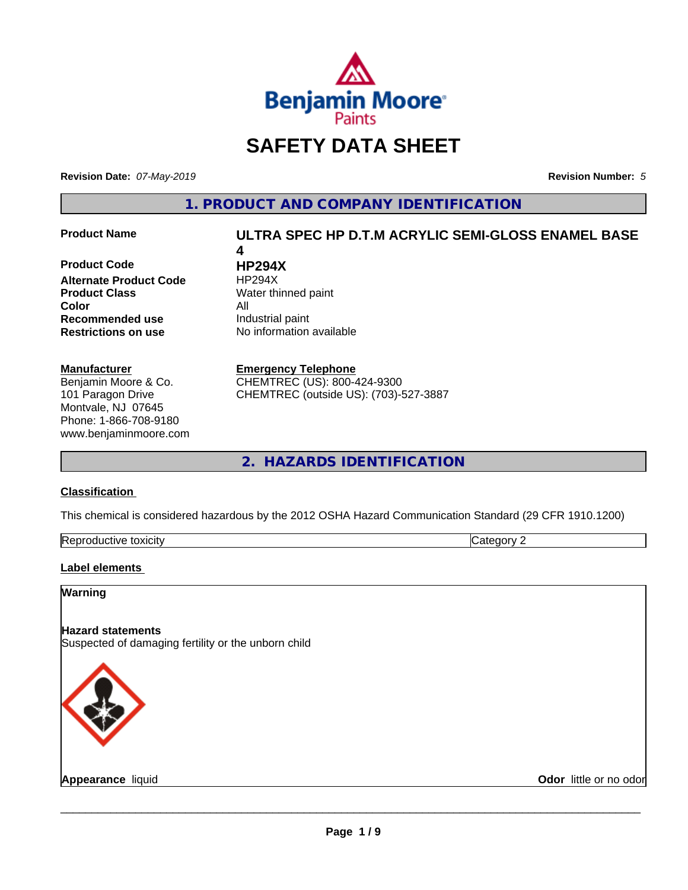Benjamin Moore Paints

# SAFETY DATA SHEET

**Revision Date:** *07-May-2019* **Revision Number:** *5*

## 1. PRODUCT AND COMPANY IDENTIFICATION

| | |
|---|---|
| **Product Name** | **ULTRA SPEC HP D.T.M ACRYLIC SEMI-GLOSS ENAMEL BASE 4** |
| **Product Code** | **HP294X** |
| **Alternate Product Code** | HP294X |
| **Product Class** | Water thinned paint |
| **Color** | All |
| **Recommended use** | Industrial paint |
| **Restrictions on use** | No information available |

**Manufacturer**
Benjamin Moore & Co.
101 Paragon Drive
Montvale, NJ 07645
Phone: 1-866-708-9180
www.benjaminmoore.com

**Emergency Telephone**
CHEMTREC (US): 800-424-9300
CHEMTREC (outside US): (703)-527-3887

## 2. HAZARDS IDENTIFICATION

**Classification**

This chemical is considered hazardous by the 2012 OSHA Hazard Communication Standard (29 CFR 1910.1200)

| Reproductive toxicity | Category 2 |
|---|---|

**Label elements**

**Warning**

**Hazard statements**
Suspected of damaging fertility or the unborn child

**Appearance** liquid **Odor** little or no odor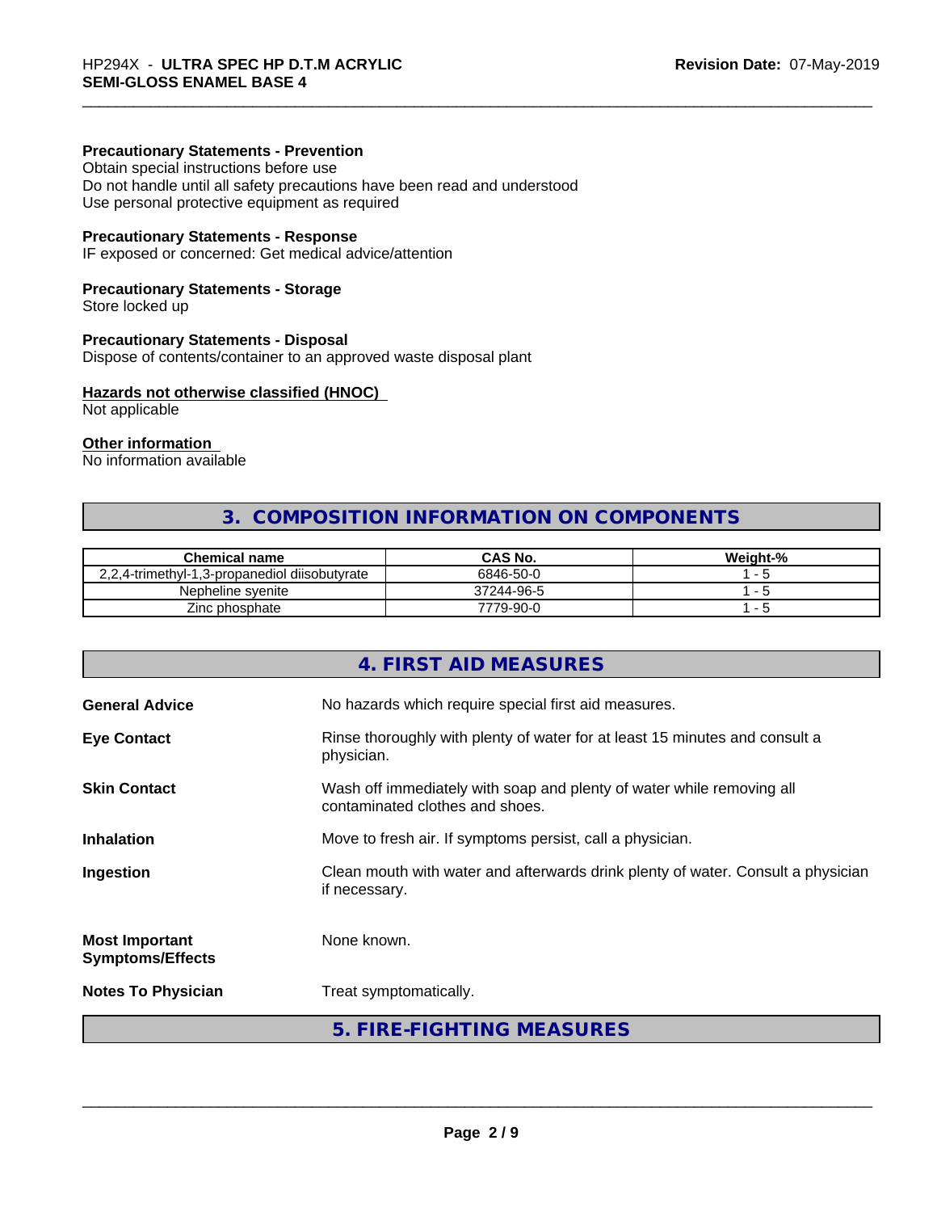**Precautionary Statements - Prevention**
Obtain special instructions before use
Do not handle until all safety precautions have been read and understood
Use personal protective equipment as required

**Precautionary Statements - Response**
IF exposed or concerned: Get medical advice/attention

**Precautionary Statements - Storage**
Store locked up

**Precautionary Statements - Disposal**
Dispose of contents/container to an approved waste disposal plant

**Hazards not otherwise classified (HNOC)**
Not applicable

**Other information**
No information available

## 3. COMPOSITION INFORMATION ON COMPONENTS

| Chemical name | CAS No. | Weight-% |
|---|---|---|
| 2,2,4-trimethyl-1,3-propanediol diisobutyrate | 6846-50-0 | 1 - 5 |
| Nepheline syenite | 37244-96-5 | 1 - 5 |
| Zinc phosphate | 7779-90-0 | 1 - 5 |

## 4. FIRST AID MEASURES

**General Advice** No hazards which require special first aid measures.

**Eye Contact** Rinse thoroughly with plenty of water for at least 15 minutes and consult a physician.

**Skin Contact** Wash off immediately with soap and plenty of water while removing all contaminated clothes and shoes.

**Inhalation** Move to fresh air. If symptoms persist, call a physician.

**Ingestion** Clean mouth with water and afterwards drink plenty of water. Consult a physician if necessary.

**Most Important Symptoms/Effects** None known.

**Notes To Physician** Treat symptomatically.

## 5. FIRE-FIGHTING MEASURES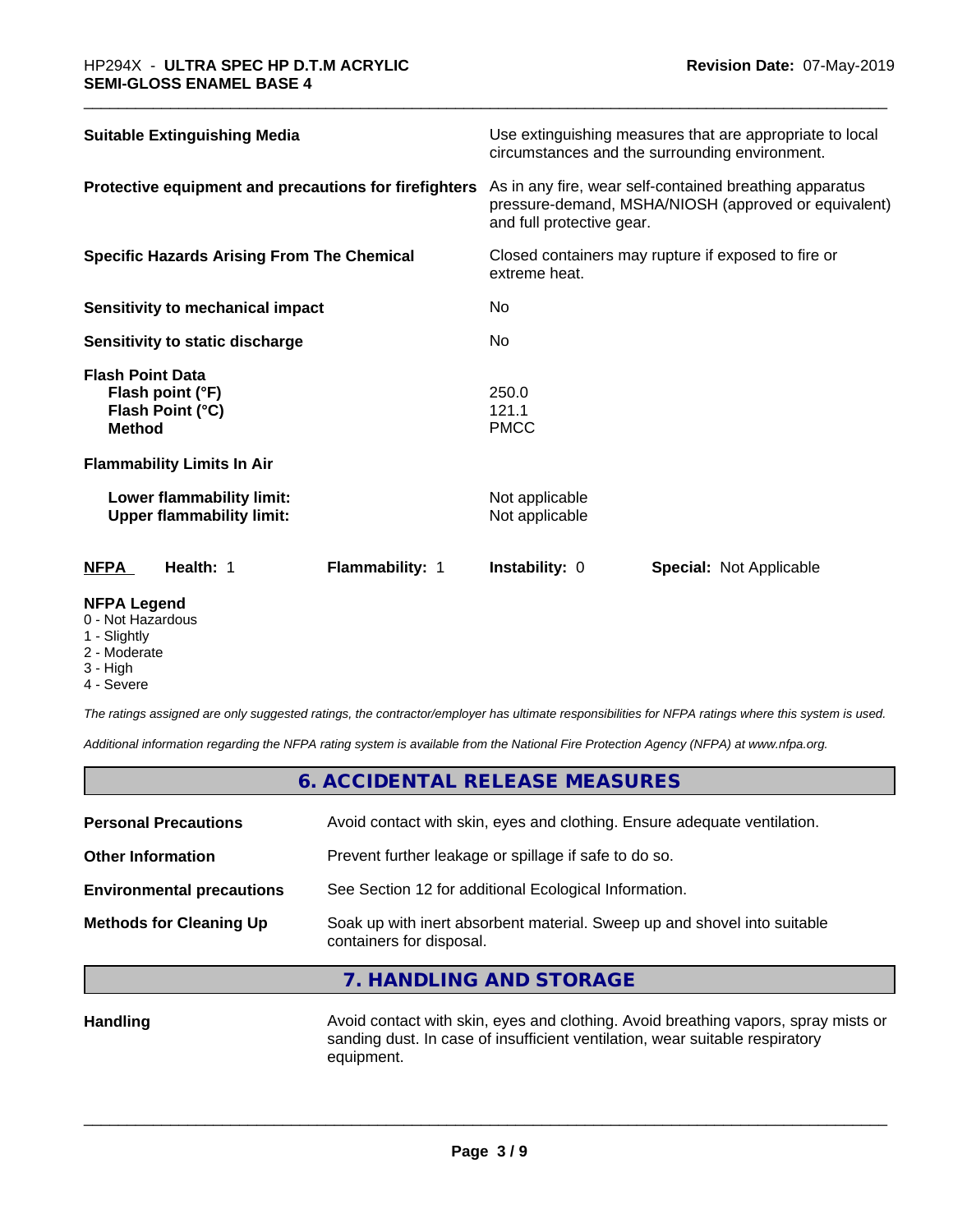| | |
|---|---|
| **Suitable Extinguishing Media** | Use extinguishing measures that are appropriate to local circumstances and the surrounding environment. |
| **Protective equipment and precautions for firefighters** | As in any fire, wear self-contained breathing apparatus pressure-demand, MSHA/NIOSH (approved or equivalent) and full protective gear. |
| **Specific Hazards Arising From The Chemical** | Closed containers may rupture if exposed to fire or extreme heat. |
| **Sensitivity to mechanical impact** | No |
| **Sensitivity to static discharge** | No |
| **Flash Point Data** | |
| **Flash point (°F)** | 250.0 |
| **Flash Point (°C)** | 121.1 |
| **Method** | PMCC |
| **Flammability Limits In Air** | |
| **Lower flammability limit:** | Not applicable |
| **Upper flammability limit:** | Not applicable |

| **NFPA** | **Health:** 1 | **Flammability:** 1 | **Instability:** 0 | **Special:** Not Applicable |
|---|---|---|---|---|

**NFPA Legend**
- 0 - Not Hazardous
- 1 - Slightly
- 2 - Moderate
- 3 - High
- 4 - Severe

*The ratings assigned are only suggested ratings, the contractor/employer has ultimate responsibilities for NFPA ratings where this system is used.*

*Additional information regarding the NFPA rating system is available from the National Fire Protection Agency (NFPA) at www.nfpa.org.*

## 6. ACCIDENTAL RELEASE MEASURES

| | |
|---|---|
| **Personal Precautions** | Avoid contact with skin, eyes and clothing. Ensure adequate ventilation. |
| **Other Information** | Prevent further leakage or spillage if safe to do so. |
| **Environmental precautions** | See Section 12 for additional Ecological Information. |
| **Methods for Cleaning Up** | Soak up with inert absorbent material. Sweep up and shovel into suitable containers for disposal. |

## 7. HANDLING AND STORAGE

| | |
|---|---|
| **Handling** | Avoid contact with skin, eyes and clothing. Avoid breathing vapors, spray mists or sanding dust. In case of insufficient ventilation, wear suitable respiratory equipment. |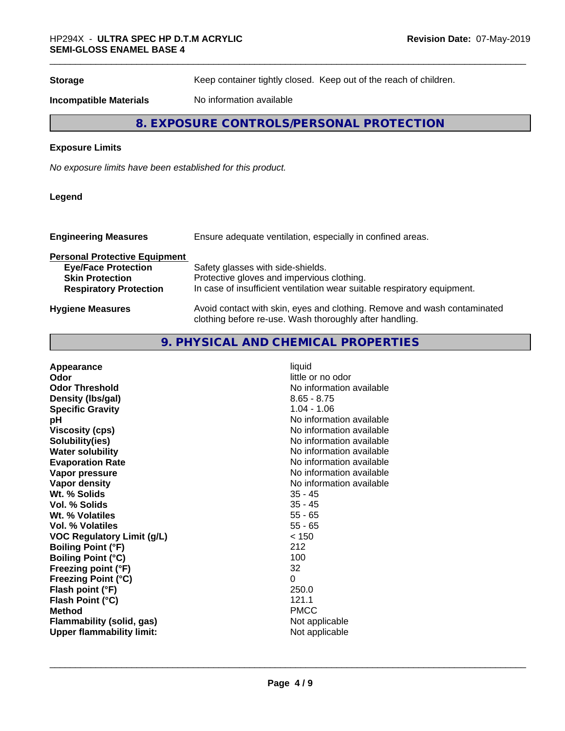| | |
|---|---|
| **Storage** | Keep container tightly closed. Keep out of the reach of children. |
| **Incompatible Materials** | No information available |

## 8. EXPOSURE CONTROLS/PERSONAL PROTECTION

**Exposure Limits**

*No exposure limits have been established for this product.*

**Legend**

| | |
|---|---|
| **Engineering Measures** | Ensure adequate ventilation, especially in confined areas. |

**Personal Protective Equipment**

| | |
|---|---|
| **Eye/Face Protection** | Safety glasses with side-shields. |
| **Skin Protection** | Protective gloves and impervious clothing. |
| **Respiratory Protection** | In case of insufficient ventilation wear suitable respiratory equipment. |
| **Hygiene Measures** | Avoid contact with skin, eyes and clothing. Remove and wash contaminated clothing before re-use. Wash thoroughly after handling. |

## 9. PHYSICAL AND CHEMICAL PROPERTIES

| | |
|---|---|
| **Appearance** | liquid |
| **Odor** | little or no odor |
| **Odor Threshold** | No information available |
| **Density (lbs/gal)** | 8.65 - 8.75 |
| **Specific Gravity** | 1.04 - 1.06 |
| **pH** | No information available |
| **Viscosity (cps)** | No information available |
| **Solubility(ies)** | No information available |
| **Water solubility** | No information available |
| **Evaporation Rate** | No information available |
| **Vapor pressure** | No information available |
| **Vapor density** | No information available |
| **Wt. % Solids** | 35 - 45 |
| **Vol. % Solids** | 35 - 45 |
| **Wt. % Volatiles** | 55 - 65 |
| **Vol. % Volatiles** | 55 - 65 |
| **VOC Regulatory Limit (g/L)** | < 150 |
| **Boiling Point (°F)** | 212 |
| **Boiling Point (°C)** | 100 |
| **Freezing point (°F)** | 32 |
| **Freezing Point (°C)** | 0 |
| **Flash point (°F)** | 250.0 |
| **Flash Point (°C)** | 121.1 |
| **Method** | PMCC |
| **Flammability (solid, gas)** | Not applicable |
| **Upper flammability limit:** | Not applicable |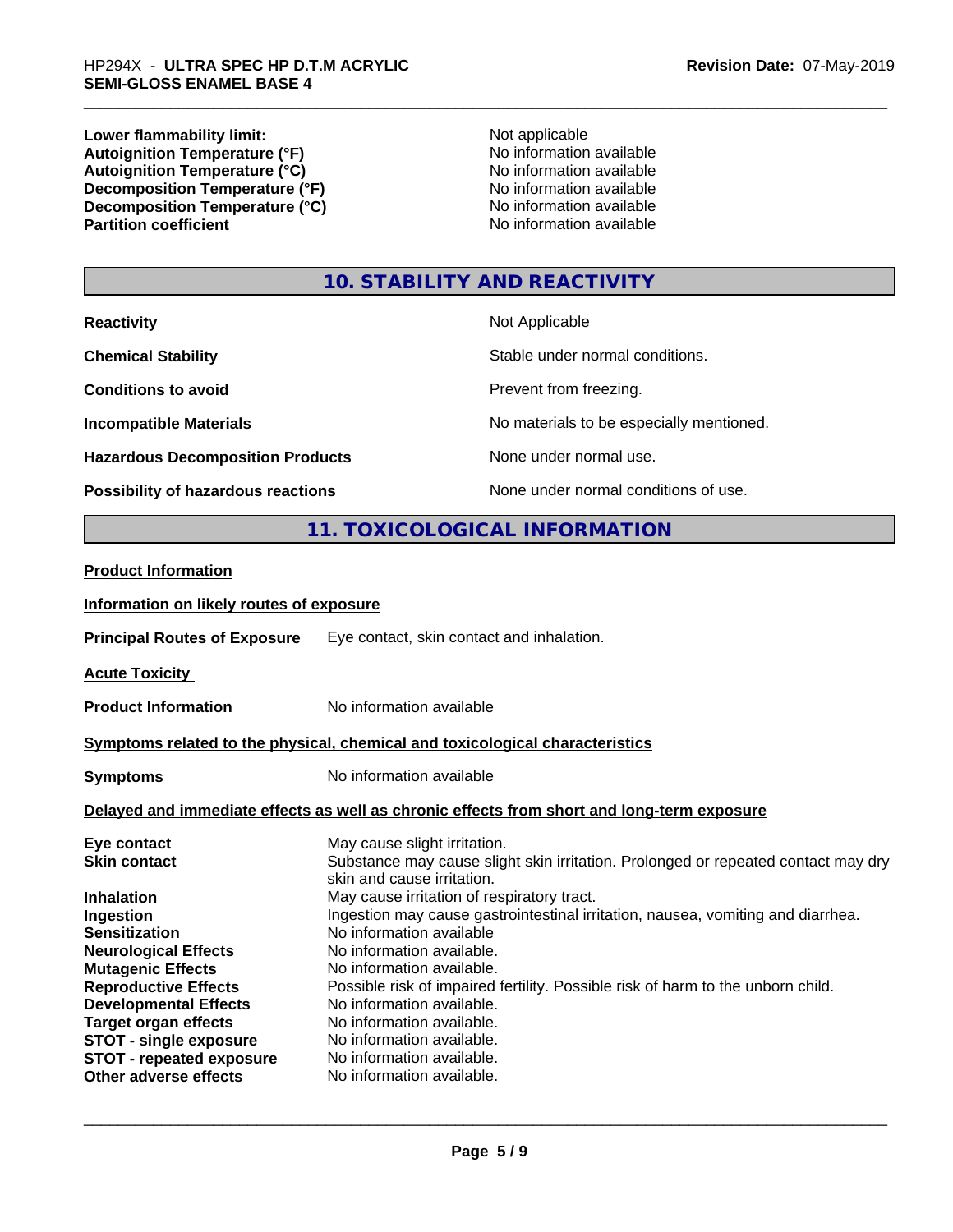| | |
|---|---|
| **Lower flammability limit:** | Not applicable |
| **Autoignition Temperature (°F)** | No information available |
| **Autoignition Temperature (°C)** | No information available |
| **Decomposition Temperature (°F)** | No information available |
| **Decomposition Temperature (°C)** | No information available |
| **Partition coefficient** | No information available |

## 10. STABILITY AND REACTIVITY

| | |
|---|---|
| **Reactivity** | Not Applicable |
| **Chemical Stability** | Stable under normal conditions. |
| **Conditions to avoid** | Prevent from freezing. |
| **Incompatible Materials** | No materials to be especially mentioned. |
| **Hazardous Decomposition Products** | None under normal use. |
| **Possibility of hazardous reactions** | None under normal conditions of use. |

## 11. TOXICOLOGICAL INFORMATION

**Product Information**

**Information on likely routes of exposure**

**Principal Routes of Exposure** Eye contact, skin contact and inhalation.

**Acute Toxicity**

**Product Information** No information available

**Symptoms related to the physical, chemical and toxicological characteristics**

**Symptoms** No information available

**Delayed and immediate effects as well as chronic effects from short and long-term exposure**

| | |
|---|---|
| **Eye contact** | May cause slight irritation. |
| **Skin contact** | Substance may cause slight skin irritation. Prolonged or repeated contact may dry skin and cause irritation. |
| **Inhalation** | May cause irritation of respiratory tract. |
| **Ingestion** | Ingestion may cause gastrointestinal irritation, nausea, vomiting and diarrhea. |
| **Sensitization** | No information available |
| **Neurological Effects** | No information available. |
| **Mutagenic Effects** | No information available. |
| **Reproductive Effects** | Possible risk of impaired fertility. Possible risk of harm to the unborn child. |
| **Developmental Effects** | No information available. |
| **Target organ effects** | No information available. |
| **STOT - single exposure** | No information available. |
| **STOT - repeated exposure** | No information available. |
| **Other adverse effects** | No information available. |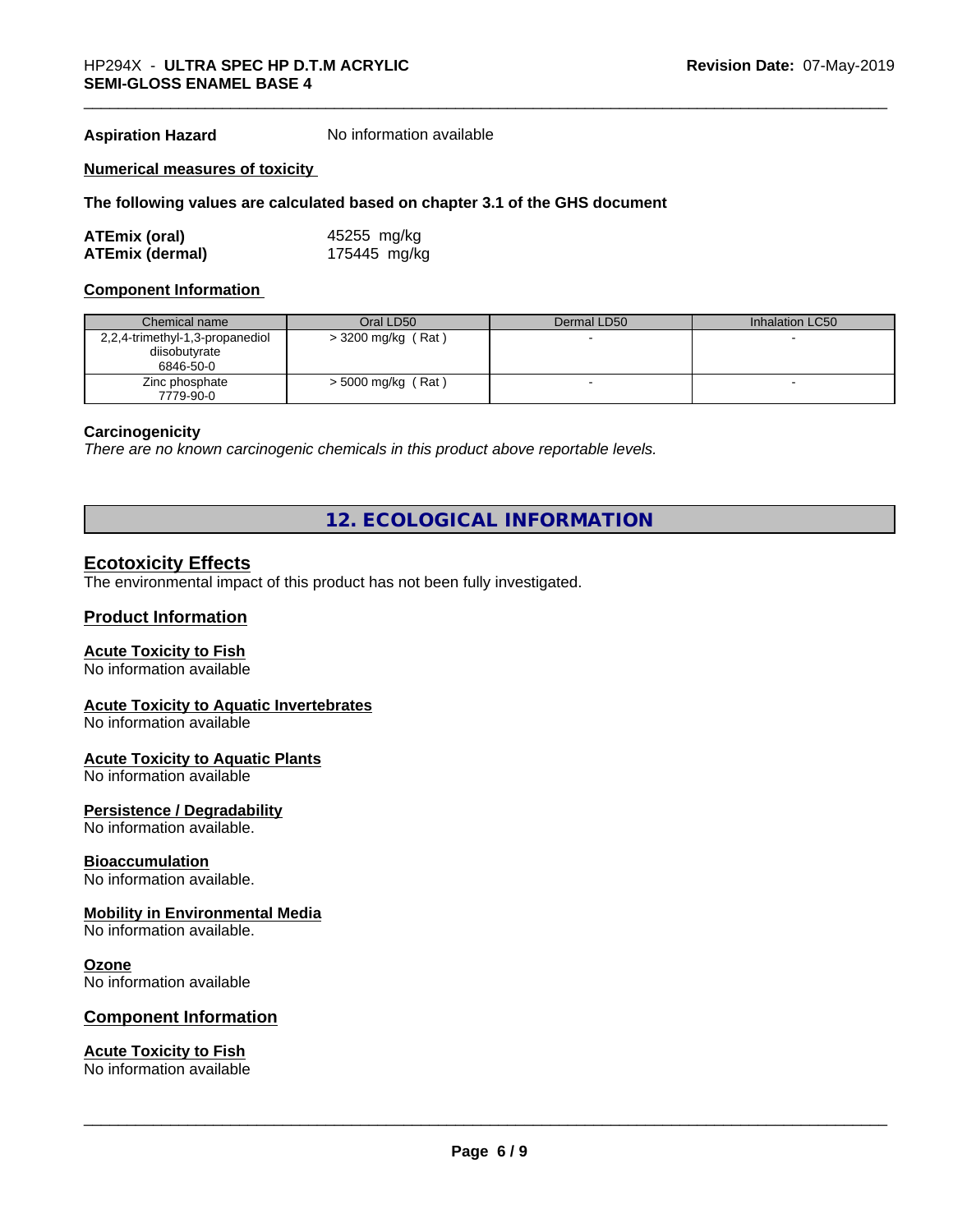**Aspiration Hazard** No information available

**Numerical measures of toxicity**

**The following values are calculated based on chapter 3.1 of the GHS document**

**ATEmix (oral)** 45255 mg/kg
**ATEmix (dermal)** 175445 mg/kg

**Component Information**

| Chemical name | Oral LD50 | Dermal LD50 | Inhalation LC50 |
|---|---|---|---|
| 2,2,4-trimethyl-1,3-propanediol diisobutyrate 6846-50-0 | > 3200 mg/kg ( Rat ) | - | - |
| Zinc phosphate 7779-90-0 | > 5000 mg/kg ( Rat ) | - | - |

**Carcinogenicity**
*There are no known carcinogenic chemicals in this product above reportable levels.*

## 12. ECOLOGICAL INFORMATION

### Ecotoxicity Effects
The environmental impact of this product has not been fully investigated.

### Product Information

**Acute Toxicity to Fish**
No information available

**Acute Toxicity to Aquatic Invertebrates**
No information available

**Acute Toxicity to Aquatic Plants**
No information available

**Persistence / Degradability**
No information available.

**Bioaccumulation**
No information available.

**Mobility in Environmental Media**
No information available.

**Ozone**
No information available

### Component Information

**Acute Toxicity to Fish**
No information available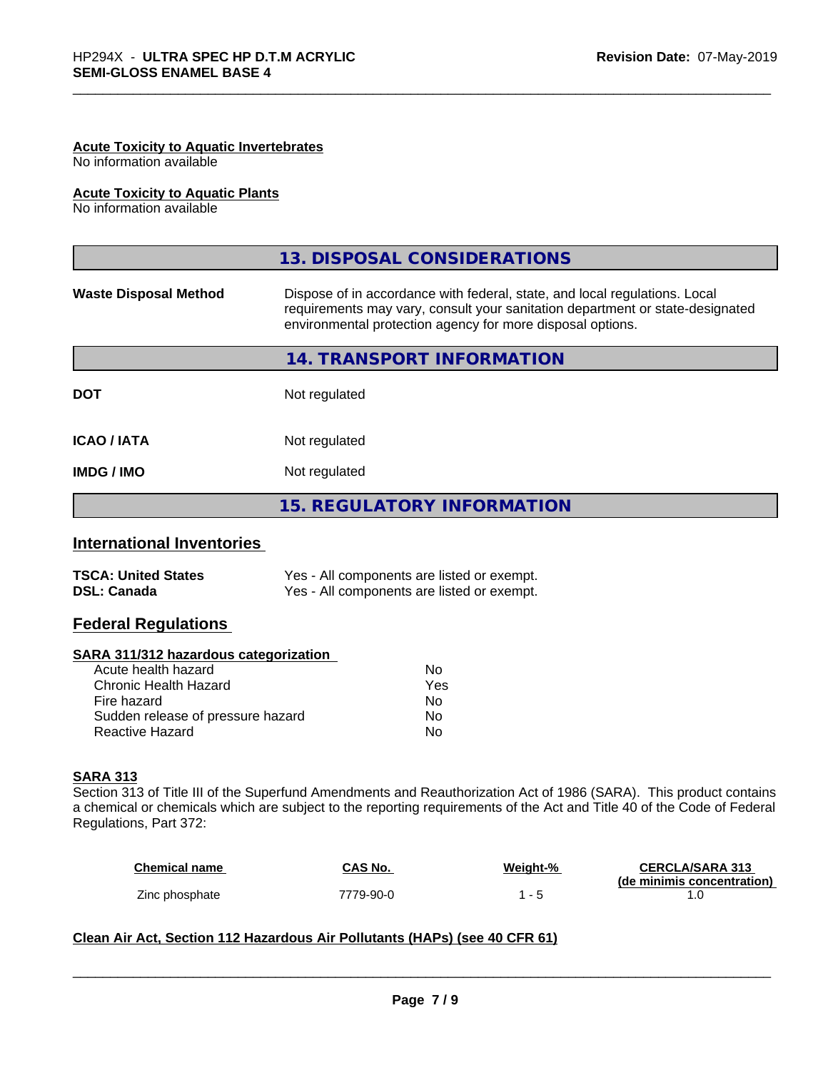#### Acute Toxicity to Aquatic Invertebrates
No information available

#### Acute Toxicity to Aquatic Plants
No information available

## 13. DISPOSAL CONSIDERATIONS

| | |
|---|---|
| **Waste Disposal Method** | Dispose of in accordance with federal, state, and local regulations. Local requirements may vary, consult your sanitation department or state-designated environmental protection agency for more disposal options. |

## 14. TRANSPORT INFORMATION

| | |
|---|---|
| **DOT** | Not regulated |
| **ICAO / IATA** | Not regulated |
| **IMDG / IMO** | Not regulated |

## 15. REGULATORY INFORMATION

### International Inventories

| | |
|---|---|
| **TSCA: United States** | Yes - All components are listed or exempt. |
| **DSL: Canada** | Yes - All components are listed or exempt. |

### Federal Regulations

#### SARA 311/312 hazardous categorization

| | |
|---|---|
| Acute health hazard | No |
| Chronic Health Hazard | Yes |
| Fire hazard | No |
| Sudden release of pressure hazard | No |
| Reactive Hazard | No |

#### SARA 313
Section 313 of Title III of the Superfund Amendments and Reauthorization Act of 1986 (SARA). This product contains a chemical or chemicals which are subject to the reporting requirements of the Act and Title 40 of the Code of Federal Regulations, Part 372:

| Chemical name | CAS No. | Weight-% | CERCLA/SARA 313 (de minimis concentration) |
|---|---|---|---|
| Zinc phosphate | 7779-90-0 | 1 - 5 | 1.0 |

#### Clean Air Act, Section 112 Hazardous Air Pollutants (HAPs) (see 40 CFR 61)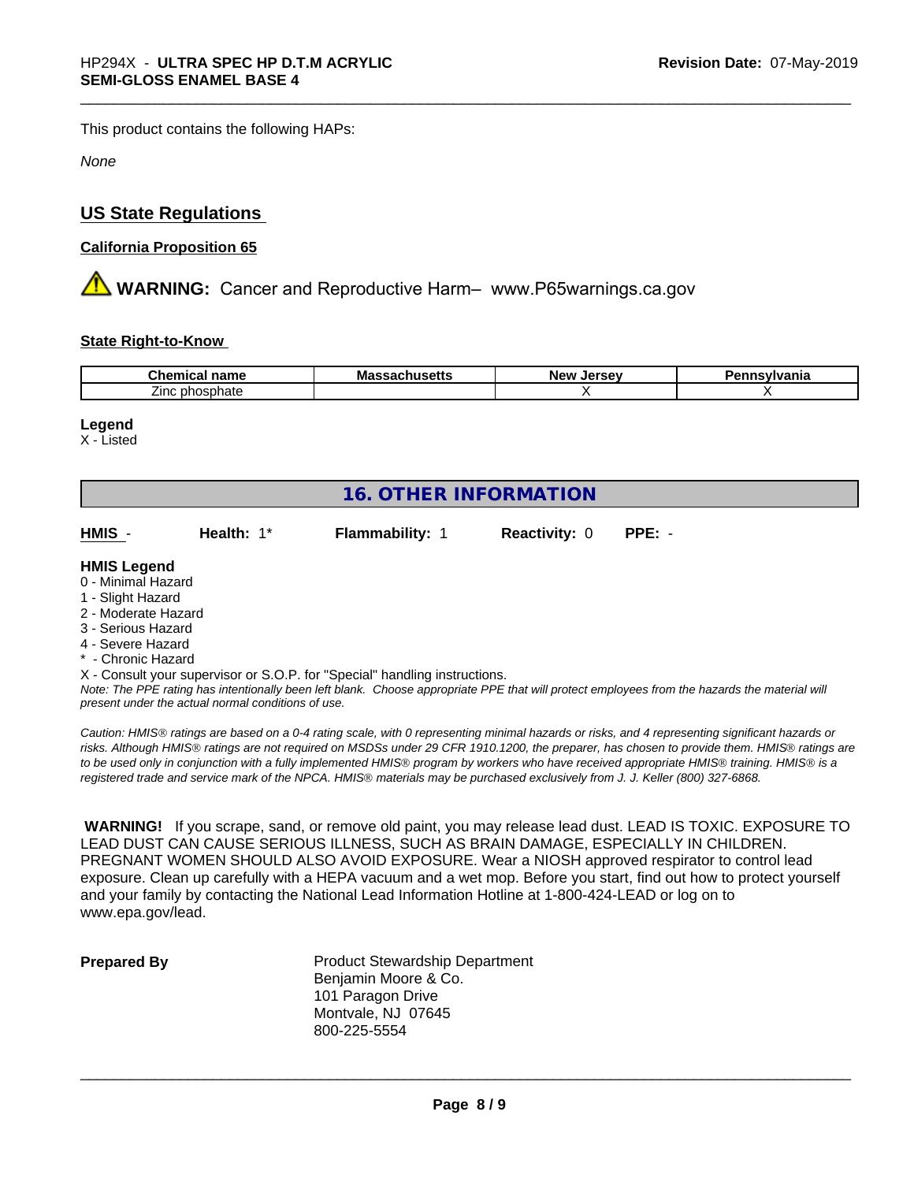This product contains the following HAPs:

*None*

## US State Regulations

**California Proposition 65**

⚠ **WARNING:** Cancer and Reproductive Harm– www.P65warnings.ca.gov

**State Right-to-Know**

| Chemical name | Massachusetts | New Jersey | Pennsylvania |
|---|---|---|---|
| Zinc phosphate | | X | X |

**Legend**
X - Listed

## 16. OTHER INFORMATION

| **HMIS** - | **Health:** 1* | **Flammability:** 1 | **Reactivity:** 0 | **PPE:** - |
|---|---|---|---|---|

**HMIS Legend**
0 - Minimal Hazard
1 - Slight Hazard
2 - Moderate Hazard
3 - Serious Hazard
4 - Severe Hazard
* - Chronic Hazard
X - Consult your supervisor or S.O.P. for "Special" handling instructions.

*Note: The PPE rating has intentionally been left blank. Choose appropriate PPE that will protect employees from the hazards the material will present under the actual normal conditions of use.*

*Caution: HMIS® ratings are based on a 0-4 rating scale, with 0 representing minimal hazards or risks, and 4 representing significant hazards or risks. Although HMIS® ratings are not required on MSDSs under 29 CFR 1910.1200, the preparer, has chosen to provide them. HMIS® ratings are to be used only in conjunction with a fully implemented HMIS® program by workers who have received appropriate HMIS® training. HMIS® is a registered trade and service mark of the NPCA. HMIS® materials may be purchased exclusively from J. J. Keller (800) 327-6868.*

**WARNING!** If you scrape, sand, or remove old paint, you may release lead dust. LEAD IS TOXIC. EXPOSURE TO LEAD DUST CAN CAUSE SERIOUS ILLNESS, SUCH AS BRAIN DAMAGE, ESPECIALLY IN CHILDREN. PREGNANT WOMEN SHOULD ALSO AVOID EXPOSURE. Wear a NIOSH approved respirator to control lead exposure. Clean up carefully with a HEPA vacuum and a wet mop. Before you start, find out how to protect yourself and your family by contacting the National Lead Information Hotline at 1-800-424-LEAD or log on to www.epa.gov/lead.

**Prepared By**

Product Stewardship Department
Benjamin Moore & Co.
101 Paragon Drive
Montvale, NJ 07645
800-225-5554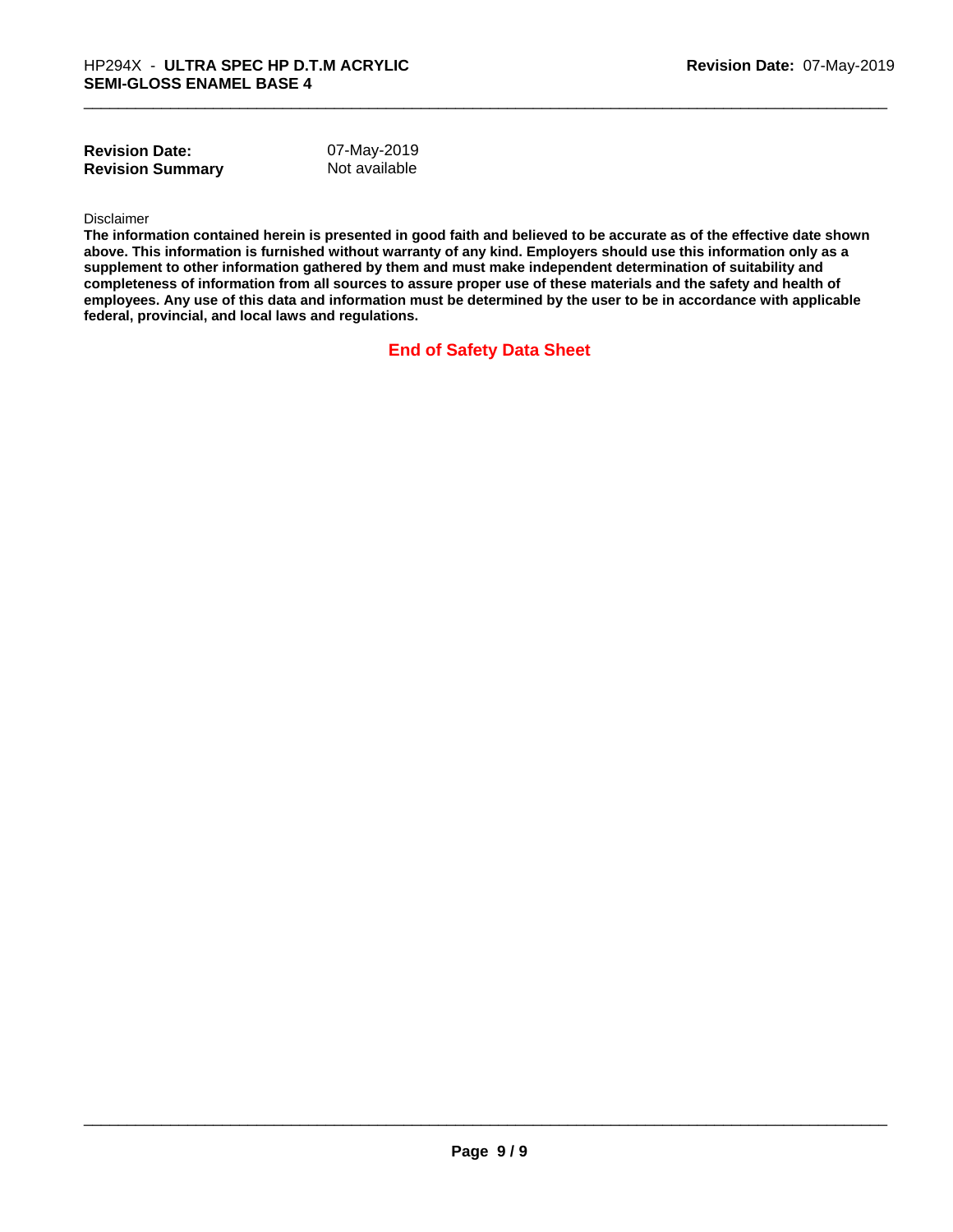| | |
|---|---|
| **Revision Date:** | 07-May-2019 |
| **Revision Summary** | Not available |

Disclaimer

**The information contained herein is presented in good faith and believed to be accurate as of the effective date shown above. This information is furnished without warranty of any kind. Employers should use this information only as a supplement to other information gathered by them and must make independent determination of suitability and completeness of information from all sources to assure proper use of these materials and the safety and health of employees. Any use of this data and information must be determined by the user to be in accordance with applicable federal, provincial, and local laws and regulations.**

**End of Safety Data Sheet**